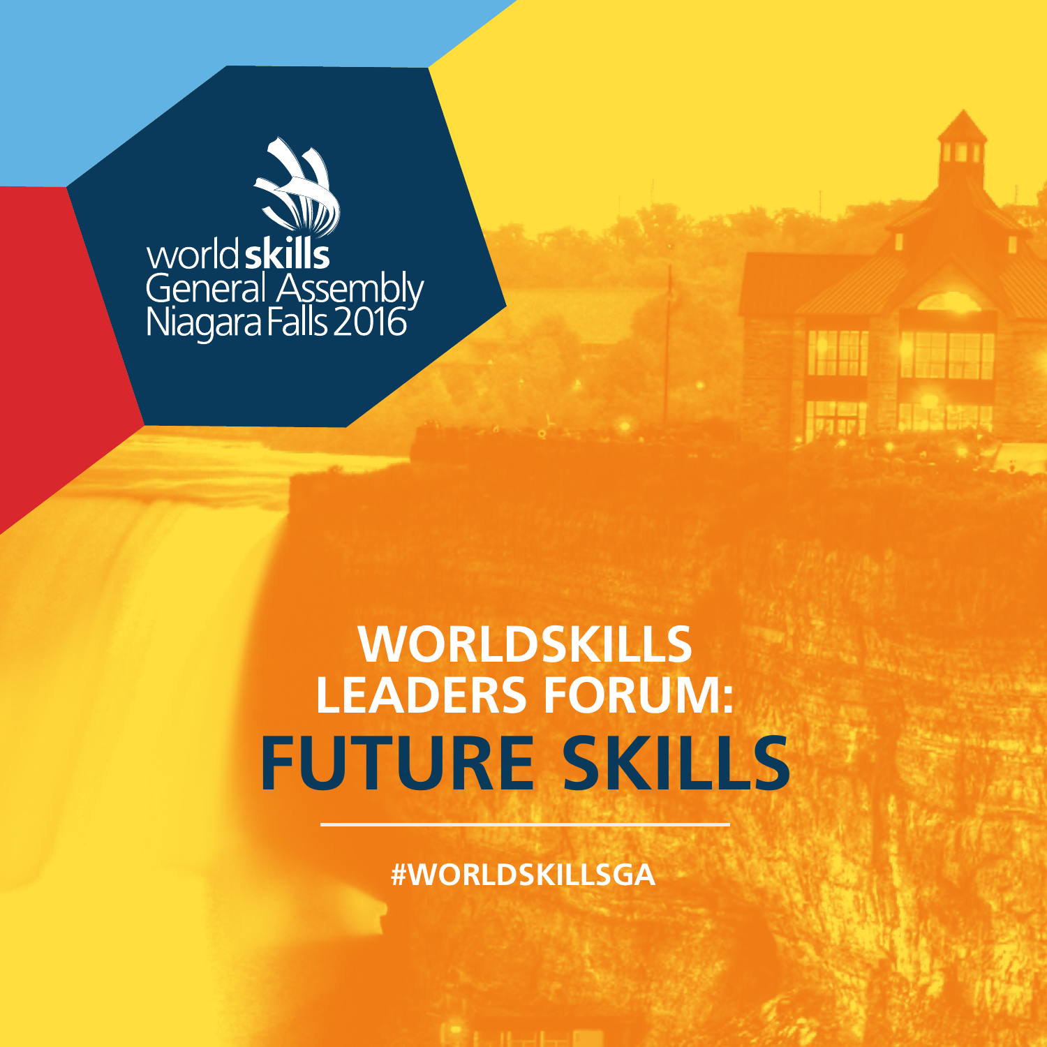worldskills General Assembly Niagara Falls 2016

# WORLDSKILLS LEADERS FORUM: FUTURE SKILLS

#WORLDSKILLSGA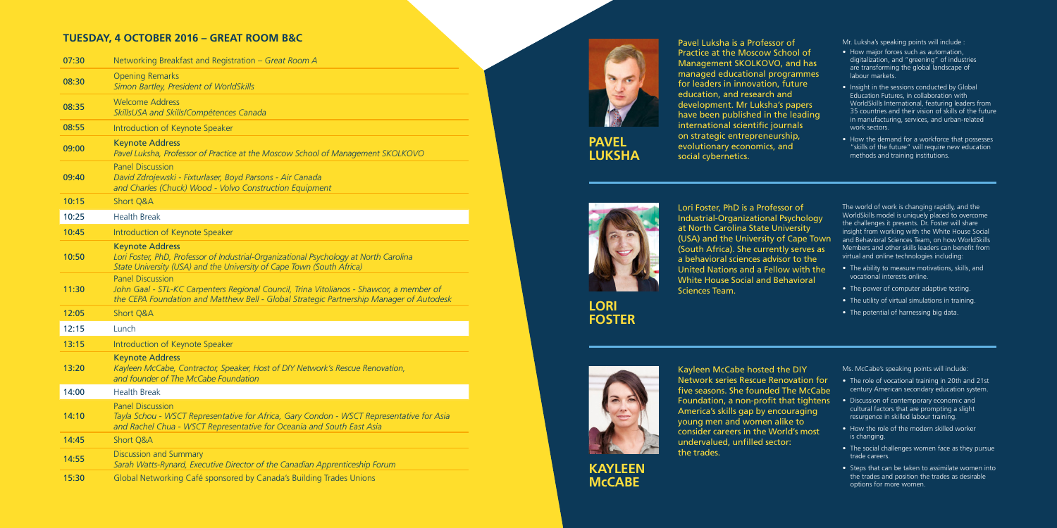## TUESDAY, 4 OCTOBER 2016 – GREAT ROOM B&C

| | |
|---|---|
| 07:30 | Networking Breakfast and Registration – *Great Room A* |
| 08:30 | Opening Remarks<br>*Simon Bartley, President of WorldSkills* |
| 08:35 | Welcome Address<br>*SkillsUSA and Skills/Compétences Canada* |
| 08:55 | Introduction of Keynote Speaker |
| 09:00 | Keynote Address<br>*Pavel Luksha, Professor of Practice at the Moscow School of Management SKOLKOVO* |
| 09:40 | Panel Discussion<br>*David Zdrojewski - Fixturlaser, Boyd Parsons - Air Canada and Charles (Chuck) Wood - Volvo Construction Equipment* |
| 10:15 | Short Q&A |
| 10:25 | Health Break |
| 10:45 | Introduction of Keynote Speaker |
| 10:50 | Keynote Address<br>*Lori Foster, PhD, Professor of Industrial-Organizational Psychology at North Carolina State University (USA) and the University of Cape Town (South Africa)* |
| 11:30 | Panel Discussion<br>*John Gaal - STL-KC Carpenters Regional Council, Trina Vitolianos - Shawcor, a member of the CEPA Foundation and Matthew Bell - Global Strategic Partnership Manager of Autodesk* |
| 12:05 | Short Q&A |
| 12:15 | Lunch |
| 13:15 | Introduction of Keynote Speaker |
| 13:20 | Keynote Address<br>*Kayleen McCabe, Contractor, Speaker, Host of DIY Network's Rescue Renovation, and founder of The McCabe Foundation* |
| 14:00 | Health Break |
| 14:10 | Panel Discussion<br>*Tayla Schou - WSCT Representative for Africa, Gary Condon - WSCT Representative for Asia and Rachel Chua - WSCT Representative for Oceania and South East Asia* |
| 14:45 | Short Q&A |
| 14:55 | Discussion and Summary<br>*Sarah Watts-Rynard, Executive Director of the Canadian Apprenticeship Forum* |
| 15:30 | Global Networking Café sponsored by Canada's Building Trades Unions |

## PAVEL LUKSHA

Pavel Luksha is a Professor of Practice at the Moscow School of Management SKOLKOVO, and has managed educational programmes for leaders in innovation, future education, and research and development. Mr Luksha's papers have been published in the leading international scientific journals on strategic entrepreneurship, evolutionary economics, and social cybernetics.

Mr. Luksha's speaking points will include :

- How major forces such as automation, digitalization, and "greening" of industries are transforming the global landscape of labour markets.
- Insight in the sessions conducted by Global Education Futures, in collaboration with WorldSkills International, featuring leaders from 35 countries and their vision of skills of the future in manufacturing, services, and urban-related work sectors.
- How the demand for a workforce that possesses "skills of the future" will require new education methods and training institutions.

## LORI FOSTER

Lori Foster, PhD is a Professor of Industrial-Organizational Psychology at North Carolina State University (USA) and the University of Cape Town (South Africa). She currently serves as a behavioral sciences advisor to the United Nations and a Fellow with the White House Social and Behavioral Sciences Team.

The world of work is changing rapidly, and the WorldSkills model is uniquely placed to overcome the challenges it presents. Dr. Foster will share insight from working with the White House Social and Behavioral Sciences Team, on how WorldSkills Members and other skills leaders can benefit from virtual and online technologies including:

- The ability to measure motivations, skills, and vocational interests online.
- The power of computer adaptive testing.
- The utility of virtual simulations in training.
- The potential of harnessing big data.

## KAYLEEN McCABE

Kayleen McCabe hosted the DIY Network series Rescue Renovation for five seasons. She founded The McCabe Foundation, a non-profit that tightens America's skills gap by encouraging young men and women alike to consider careers in the World's most undervalued, unfilled sector: the trades.

Ms. McCabe's speaking points will include:

- The role of vocational training in 20th and 21st century American secondary education system.
- Discussion of contemporary economic and cultural factors that are prompting a slight resurgence in skilled labour training.
- How the role of the modern skilled worker is changing.
- The social challenges women face as they pursue trade careers.
- Steps that can be taken to assimilate women into the trades and position the trades as desirable options for more women.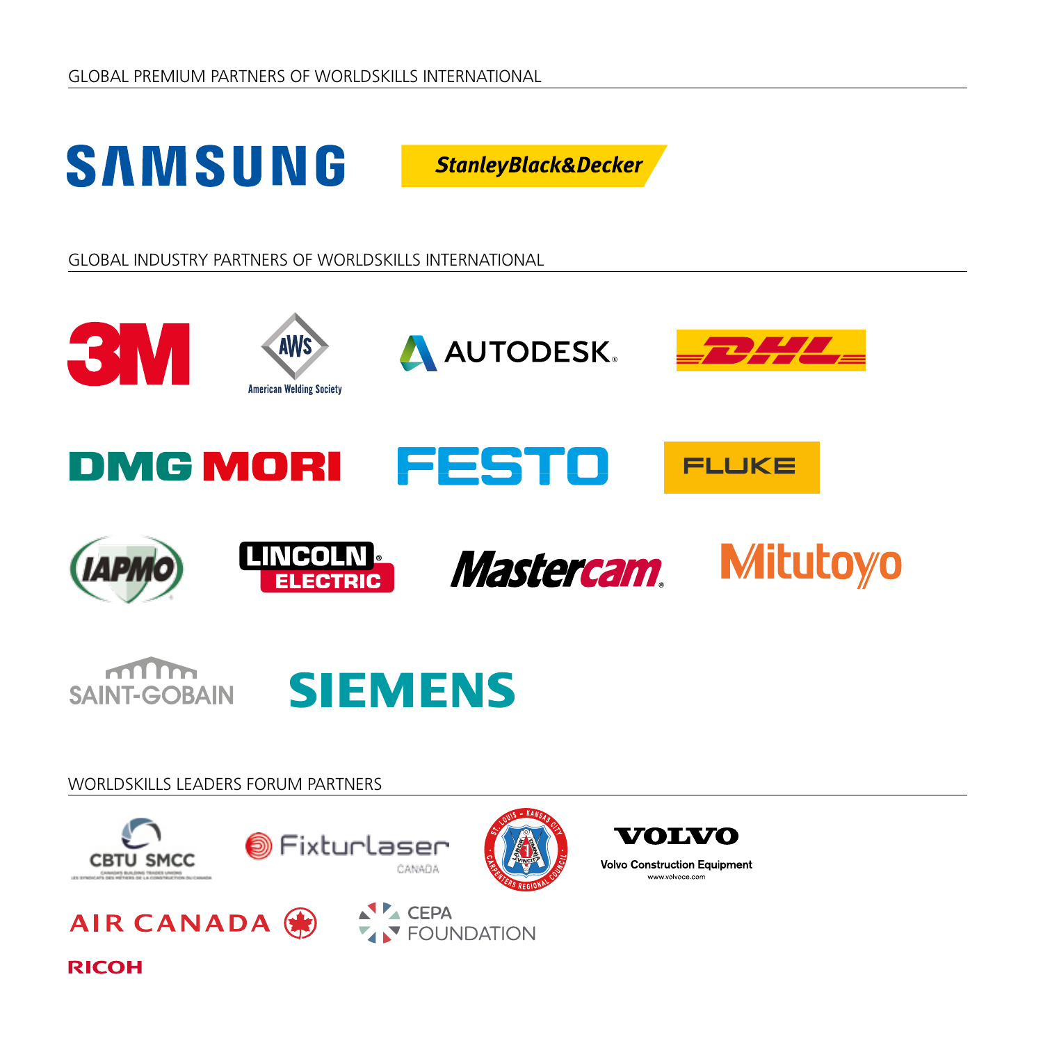## GLOBAL PREMIUM PARTNERS OF WORLDSKILLS INTERNATIONAL

SAMSUNG

StanleyBlack&Decker

## GLOBAL INDUSTRY PARTNERS OF WORLDSKILLS INTERNATIONAL

3M

AWS American Welding Society

AUTODESK

DHL

DMG MORI

FESTO

FLUKE

IAPMO

LINCOLN ELECTRIC

Mastercam

Mitutoyo

SAINT-GOBAIN

SIEMENS

## WORLDSKILLS LEADERS FORUM PARTNERS

CBTU SMCC

Fixturlaser CANADA

St. Louis - Kansas City Carpenters Regional Council

VOLVO Volvo Construction Equipment www.volvoce.com

AIR CANADA

CEPA FOUNDATION

RICOH